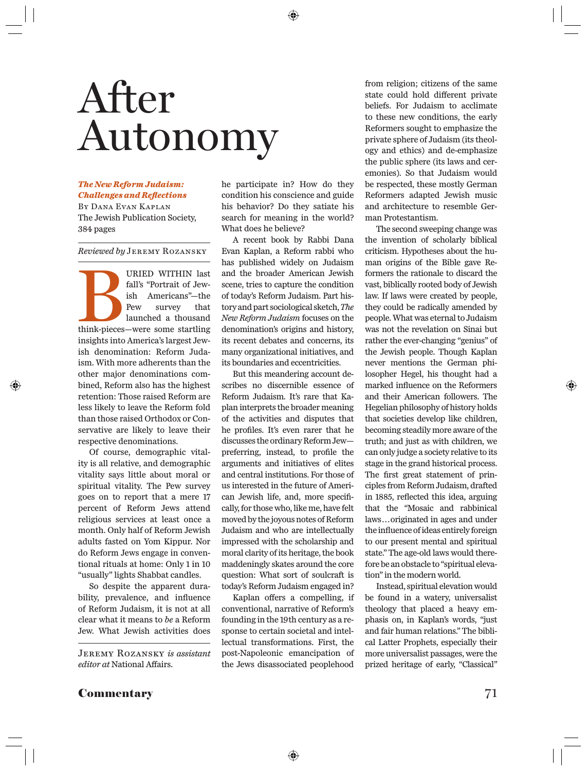# After Autonomy

***The New Reform Judaism: Challenges and Reflections***
By Dana Evan Kaplan
The Jewish Publication Society, 384 pages

*Reviewed by* Jeremy Rozansky

Buried within last fall's "Portrait of Jewish Americans"—the Pew survey that launched a thousand think-pieces—were some startling insights into America's largest Jewish denomination: Reform Judaism. With more adherents than the other major denominations combined, Reform also has the highest retention: Those raised Reform are less likely to leave the Reform fold than those raised Orthodox or Conservative are likely to leave their respective denominations.

Of course, demographic vitality is all relative, and demographic vitality says little about moral or spiritual vitality. The Pew survey goes on to report that a mere 17 percent of Reform Jews attend religious services at least once a month. Only half of Reform Jewish adults fasted on Yom Kippur. Nor do Reform Jews engage in conventional rituals at home: Only 1 in 10 "usually" lights Shabbat candles.

So despite the apparent durability, prevalence, and influence of Reform Judaism, it is not at all clear what it means to *be* a Reform Jew. What Jewish activities does he participate in? How do they condition his conscience and guide his behavior? Do they satiate his search for meaning in the world? What does he believe?

A recent book by Rabbi Dana Evan Kaplan, a Reform rabbi who has published widely on Judaism and the broader American Jewish scene, tries to capture the condition of today's Reform Judaism. Part history and part sociological sketch, *The New Reform Judaism* focuses on the denomination's origins and history, its recent debates and concerns, its many organizational initiatives, and its boundaries and eccentricities.

But this meandering account describes no discernible essence of Reform Judaism. It's rare that Kaplan interprets the broader meaning of the activities and disputes that he profiles. It's even rarer that he discusses the ordinary Reform Jew—preferring, instead, to profile the arguments and initiatives of elites and central institutions. For those of us interested in the future of American Jewish life, and, more specifically, for those who, like me, have felt moved by the joyous notes of Reform Judaism and who are intellectually impressed with the scholarship and moral clarity of its heritage, the book maddeningly skates around the core question: What sort of soulcraft is today's Reform Judaism engaged in?

Kaplan offers a compelling, if conventional, narrative of Reform's founding in the 19th century as a response to certain societal and intellectual transformations. First, the post-Napoleonic emancipation of the Jews disassociated peoplehood from religion; citizens of the same state could hold different private beliefs. For Judaism to acclimate to these new conditions, the early Reformers sought to emphasize the private sphere of Judaism (its theology and ethics) and de-emphasize the public sphere (its laws and ceremonies). So that Judaism would be respected, these mostly German Reformers adapted Jewish music and architecture to resemble German Protestantism.

The second sweeping change was the invention of scholarly biblical criticism. Hypotheses about the human origins of the Bible gave Reformers the rationale to discard the vast, biblically rooted body of Jewish law. If laws were created by people, they could be radically amended by people. What was eternal to Judaism was not the revelation on Sinai but rather the ever-changing "genius" of the Jewish people. Though Kaplan never mentions the German philosopher Hegel, his thought had a marked influence on the Reformers and their American followers. The Hegelian philosophy of history holds that societies develop like children, becoming steadily more aware of the truth; and just as with children, we can only judge a society relative to its stage in the grand historical process. The first great statement of principles from Reform Judaism, drafted in 1885, reflected this idea, arguing that the "Mosaic and rabbinical laws…originated in ages and under the influence of ideas entirely foreign to our present mental and spiritual state." The age-old laws would therefore be an obstacle to "spiritual elevation" in the modern world.

Instead, spiritual elevation would be found in a watery, universalist theology that placed a heavy emphasis on, in Kaplan's words, "just and fair human relations." The biblical Latter Prophets, especially their more universalist passages, were the prized heritage of early, "Classical"

Jeremy Rozansky *is assistant editor at* National Affairs.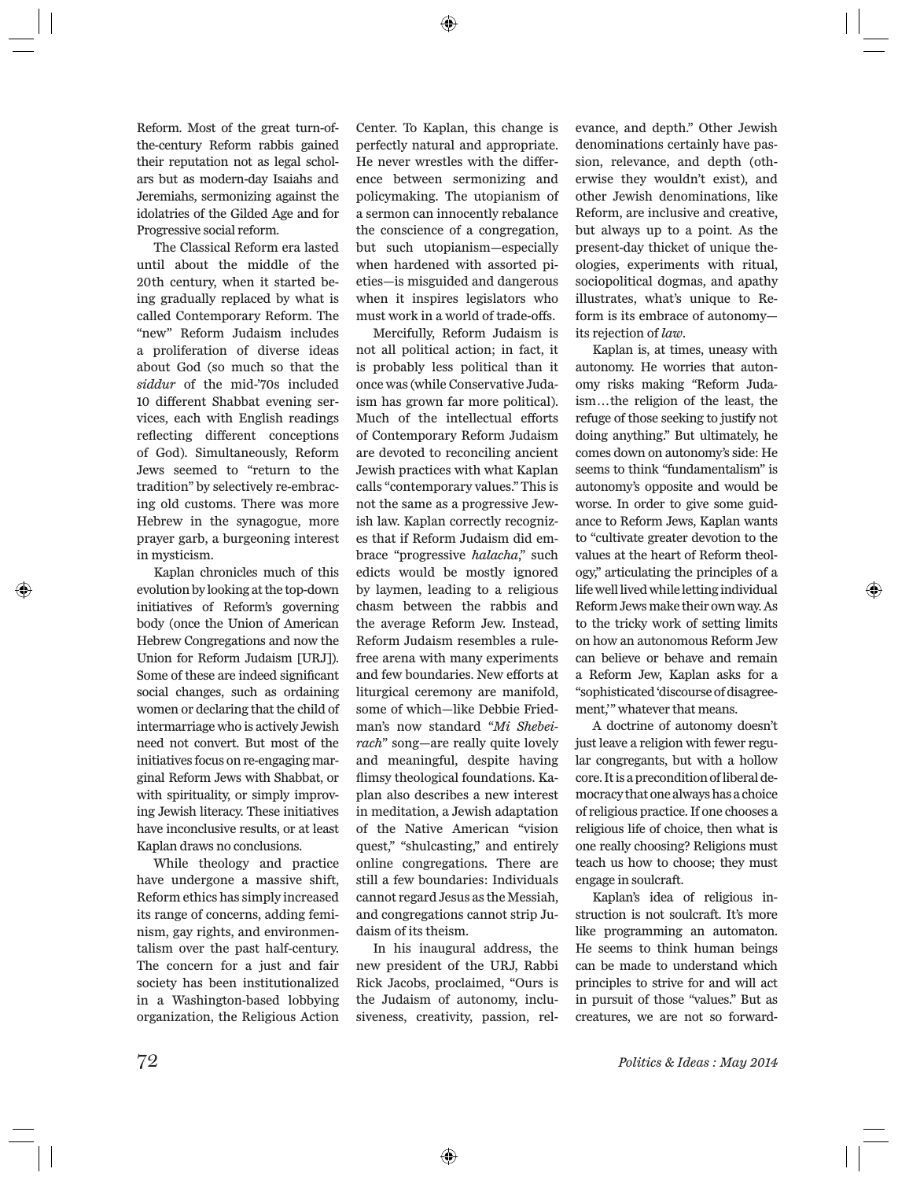Reform. Most of the great turn-of-the-century Reform rabbis gained their reputation not as legal scholars but as modern-day Isaiahs and Jeremiahs, sermonizing against the idolatries of the Gilded Age and for Progressive social reform.

The Classical Reform era lasted until about the middle of the 20th century, when it started being gradually replaced by what is called Contemporary Reform. The "new" Reform Judaism includes a proliferation of diverse ideas about God (so much so that the *siddur* of the mid-'70s included 10 different Shabbat evening services, each with English readings reflecting different conceptions of God). Simultaneously, Reform Jews seemed to "return to the tradition" by selectively re-embracing old customs. There was more Hebrew in the synagogue, more prayer garb, a burgeoning interest in mysticism.

Kaplan chronicles much of this evolution by looking at the top-down initiatives of Reform's governing body (once the Union of American Hebrew Congregations and now the Union for Reform Judaism [URJ]). Some of these are indeed significant social changes, such as ordaining women or declaring that the child of intermarriage who is actively Jewish need not convert. But most of the initiatives focus on re-engaging marginal Reform Jews with Shabbat, or with spirituality, or simply improving Jewish literacy. These initiatives have inconclusive results, or at least Kaplan draws no conclusions.

While theology and practice have undergone a massive shift, Reform ethics has simply increased its range of concerns, adding feminism, gay rights, and environmentalism over the past half-century. The concern for a just and fair society has been institutionalized in a Washington-based lobbying organization, the Religious Action Center. To Kaplan, this change is perfectly natural and appropriate. He never wrestles with the difference between sermonizing and policymaking. The utopianism of a sermon can innocently rebalance the conscience of a congregation, but such utopianism—especially when hardened with assorted pieties—is misguided and dangerous when it inspires legislators who must work in a world of trade-offs.

Mercifully, Reform Judaism is not all political action; in fact, it is probably less political than it once was (while Conservative Judaism has grown far more political). Much of the intellectual efforts of Contemporary Reform Judaism are devoted to reconciling ancient Jewish practices with what Kaplan calls "contemporary values." This is not the same as a progressive Jewish law. Kaplan correctly recognizes that if Reform Judaism did embrace "progressive *halacha*," such edicts would be mostly ignored by laymen, leading to a religious chasm between the rabbis and the average Reform Jew. Instead, Reform Judaism resembles a rule-free arena with many experiments and few boundaries. New efforts at liturgical ceremony are manifold, some of which—like Debbie Friedman's now standard "*Mi Shebeirach*" song—are really quite lovely and meaningful, despite having flimsy theological foundations. Kaplan also describes a new interest in meditation, a Jewish adaptation of the Native American "vision quest," "shulcasting," and entirely online congregations. There are still a few boundaries: Individuals cannot regard Jesus as the Messiah, and congregations cannot strip Judaism of its theism.

In his inaugural address, the new president of the URJ, Rabbi Rick Jacobs, proclaimed, "Ours is the Judaism of autonomy, inclusiveness, creativity, passion, relevance, and depth." Other Jewish denominations certainly have passion, relevance, and depth (otherwise they wouldn't exist), and other Jewish denominations, like Reform, are inclusive and creative, but always up to a point. As the present-day thicket of unique theologies, experiments with ritual, sociopolitical dogmas, and apathy illustrates, what's unique to Reform is its embrace of autonomy—its rejection of *law*.

Kaplan is, at times, uneasy with autonomy. He worries that autonomy risks making "Reform Judaism…the religion of the least, the refuge of those seeking to justify not doing anything." But ultimately, he comes down on autonomy's side: He seems to think "fundamentalism" is autonomy's opposite and would be worse. In order to give some guidance to Reform Jews, Kaplan wants to "cultivate greater devotion to the values at the heart of Reform theology," articulating the principles of a life well lived while letting individual Reform Jews make their own way. As to the tricky work of setting limits on how an autonomous Reform Jew can believe or behave and remain a Reform Jew, Kaplan asks for a "sophisticated 'discourse of disagreement,'" whatever that means.

A doctrine of autonomy doesn't just leave a religion with fewer regular congregants, but with a hollow core. It is a precondition of liberal democracy that one always has a choice of religious practice. If one chooses a religious life of choice, then what is one really choosing? Religions must teach us how to choose; they must engage in soulcraft.

Kaplan's idea of religious instruction is not soulcraft. It's more like programming an automaton. He seems to think human beings can be made to understand which principles to strive for and will act in pursuit of those "values." But as creatures, we are not so forward-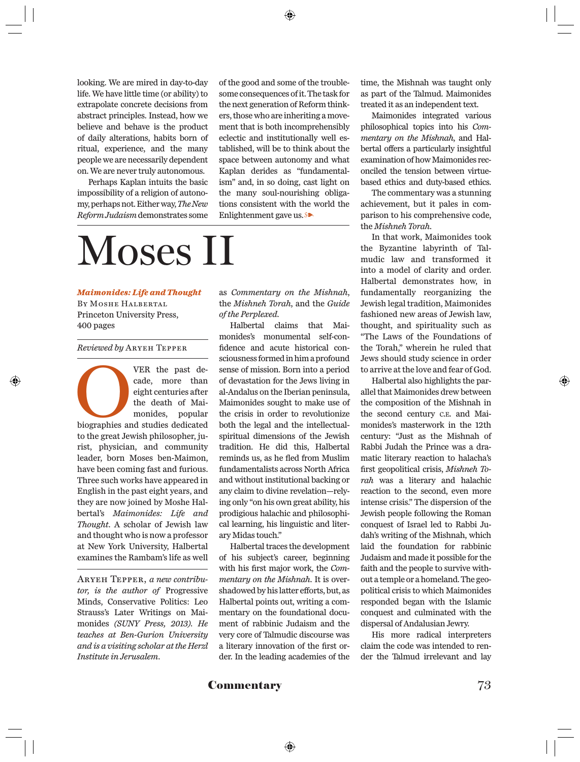looking. We are mired in day-to-day life. We have little time (or ability) to extrapolate concrete decisions from abstract principles. Instead, how we believe and behave is the product of daily alterations, habits born of ritual, experience, and the many people we are necessarily dependent on. We are never truly autonomous.

Perhaps Kaplan intuits the basic impossibility of a religion of autonomy, perhaps not. Either way, *The New Reform Judaism* demonstrates some of the good and some of the troublesome consequences of it. The task for the next generation of Reform thinkers, those who are inheriting a movement that is both incomprehensibly eclectic and institutionally well established, will be to think about the space between autonomy and what Kaplan derides as "fundamentalism" and, in so doing, cast light on the many soul-nourishing obligations consistent with the world the Enlightenment gave us.

# Moses II

***Maimonides: Life and Thought***
By Moshe Halbertal
Princeton University Press,
400 pages

*Reviewed by* Aryeh Tepper

Over the past decade, more than eight centuries after the death of Maimonides, popular biographies and studies dedicated to the great Jewish philosopher, jurist, physician, and community leader, born Moses ben-Maimon, have been coming fast and furious. Three such works have appeared in English in the past eight years, and they are now joined by Moshe Halbertal's *Maimonides: Life and Thought*. A scholar of Jewish law and thought who is now a professor at New York University, Halbertal examines the Rambam's life as well as *Commentary on the Mishnah*, the *Mishneh Torah*, and the *Guide of the Perplexed.*

Halbertal claims that Maimonides's monumental self-confidence and acute historical consciousness formed in him a profound sense of mission. Born into a period of devastation for the Jews living in al-Andalus on the Iberian peninsula, Maimonides sought to make use of the crisis in order to revolutionize both the legal and the intellectual-spiritual dimensions of the Jewish tradition. He did this, Halbertal reminds us, as he fled from Muslim fundamentalists across North Africa and without institutional backing or any claim to divine revelation—relying only "on his own great ability, his prodigious halachic and philosophical learning, his linguistic and literary Midas touch."

Halbertal traces the development of his subject's career, beginning with his first major work, the *Commentary on the Mishnah*. It is overshadowed by his latter efforts, but, as Halbertal points out, writing a commentary on the foundational document of rabbinic Judaism and the very core of Talmudic discourse was a literary innovation of the first order. In the leading academies of the time, the Mishnah was taught only as part of the Talmud. Maimonides treated it as an independent text.

Maimonides integrated various philosophical topics into his *Commentary on the Mishnah*, and Halbertal offers a particularly insightful examination of how Maimonides reconciled the tension between virtue-based ethics and duty-based ethics.

The commentary was a stunning achievement, but it pales in comparison to his comprehensive code, the *Mishneh Torah.*

In that work, Maimonides took the Byzantine labyrinth of Talmudic law and transformed it into a model of clarity and order. Halbertal demonstrates how, in fundamentally reorganizing the Jewish legal tradition, Maimonides fashioned new areas of Jewish law, thought, and spirituality such as "The Laws of the Foundations of the Torah," wherein he ruled that Jews should study science in order to arrive at the love and fear of God.

Halbertal also highlights the parallel that Maimonides drew between the composition of the Mishnah in the second century C.E. and Maimonides's masterwork in the 12th century: "Just as the Mishnah of Rabbi Judah the Prince was a dramatic literary reaction to halacha's first geopolitical crisis, *Mishneh Torah* was a literary and halachic reaction to the second, even more intense crisis." The dispersion of the Jewish people following the Roman conquest of Israel led to Rabbi Judah's writing of the Mishnah, which laid the foundation for rabbinic Judaism and made it possible for the faith and the people to survive without a temple or a homeland. The geopolitical crisis to which Maimonides responded began with the Islamic conquest and culminated with the dispersal of Andalusian Jewry.

His more radical interpreters claim the code was intended to render the Talmud irrelevant and lay

Aryeh Tepper, *a new contributor, is the author of* Progressive Minds, Conservative Politics: Leo Strauss's Later Writings on Maimonides *(SUNY Press, 2013). He teaches at Ben-Gurion University and is a visiting scholar at the Herzl Institute in Jerusalem.*